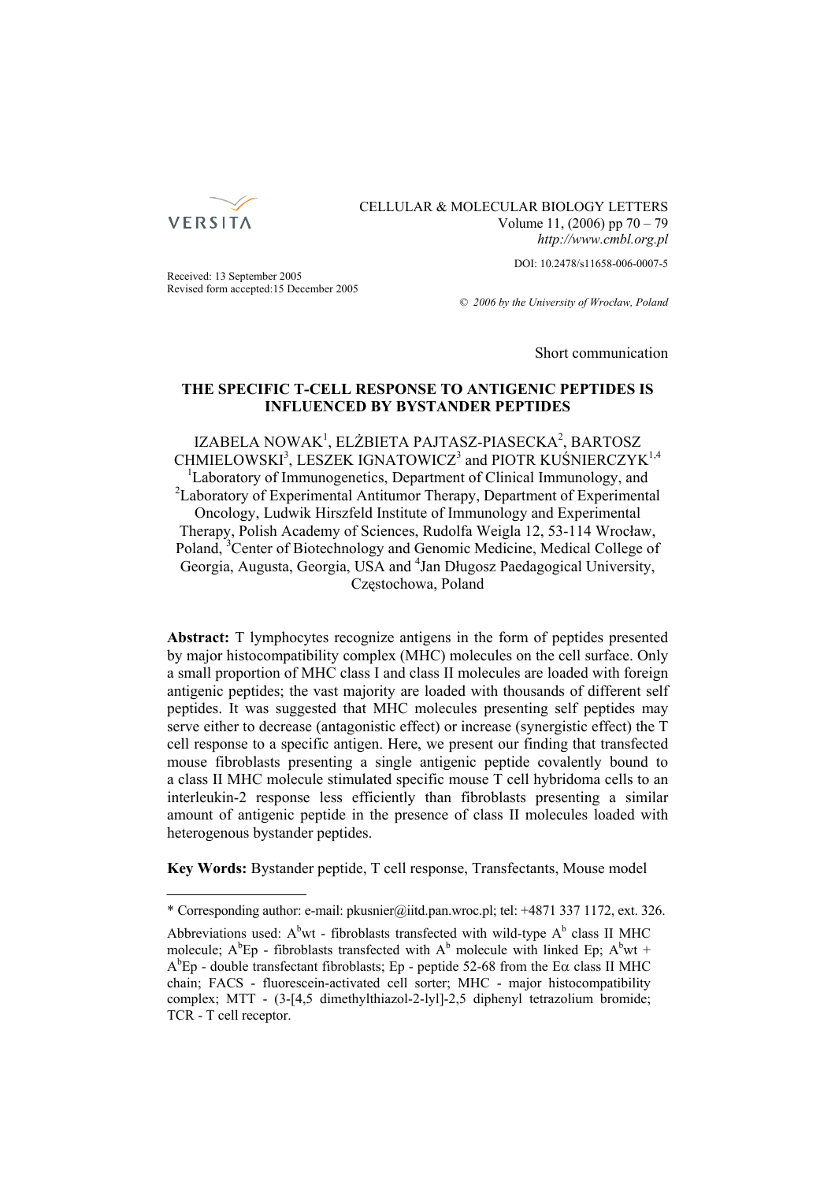CELLULAR & MOLECULAR BIOLOGY LETTERS
Volume 11, (2006) pp 70 – 79
*http://www.cmbl.org.pl*

DOI: 10.2478/s11658-006-0007-5

Received: 13 September 2005
Revised form accepted: 15 December 2005

© *2006 by the University of Wrocław, Poland*

Short communication

# THE SPECIFIC T-CELL RESPONSE TO ANTIGENIC PEPTIDES IS INFLUENCED BY BYSTANDER PEPTIDES

IZABELA NOWAK[1], ELŻBIETA PAJTASZ-PIASECKA[2], BARTOSZ CHMIELOWSKI[3], LESZEK IGNATOWICZ[3] and PIOTR KUŚNIERCZYK[1,4]

[1]Laboratory of Immunogenetics, Department of Clinical Immunology, and [2]Laboratory of Experimental Antitumor Therapy, Department of Experimental Oncology, Ludwik Hirszfeld Institute of Immunology and Experimental Therapy, Polish Academy of Sciences, Rudolfa Weigla 12, 53-114 Wrocław, Poland, [3]Center of Biotechnology and Genomic Medicine, Medical College of Georgia, Augusta, Georgia, USA and [4]Jan Długosz Paedagogical University, Częstochowa, Poland

**Abstract:** T lymphocytes recognize antigens in the form of peptides presented by major histocompatibility complex (MHC) molecules on the cell surface. Only a small proportion of MHC class I and class II molecules are loaded with foreign antigenic peptides; the vast majority are loaded with thousands of different self peptides. It was suggested that MHC molecules presenting self peptides may serve either to decrease (antagonistic effect) or increase (synergistic effect) the T cell response to a specific antigen. Here, we present our finding that transfected mouse fibroblasts presenting a single antigenic peptide covalently bound to a class II MHC molecule stimulated specific mouse T cell hybridoma cells to an interleukin-2 response less efficiently than fibroblasts presenting a similar amount of antigenic peptide in the presence of class II molecules loaded with heterogenous bystander peptides.

**Key Words:** Bystander peptide, T cell response, Transfectants, Mouse model

---

\* Corresponding author: e-mail: pkusnier@iitd.pan.wroc.pl; tel: +4871 337 1172, ext. 326.

Abbreviations used: $A^b$wt - fibroblasts transfected with wild-type $A^b$ class II MHC molecule; $A^b$Ep - fibroblasts transfected with $A^b$ molecule with linked Ep; $A^b$wt + $A^b$Ep - double transfectant fibroblasts; Ep - peptide 52-68 from the E$\alpha$ class II MHC chain; FACS - fluorescein-activated cell sorter; MHC - major histocompatibility complex; MTT - (3-[4,5 dimethylthiazol-2-lyl]-2,5 diphenyl tetrazolium bromide; TCR - T cell receptor.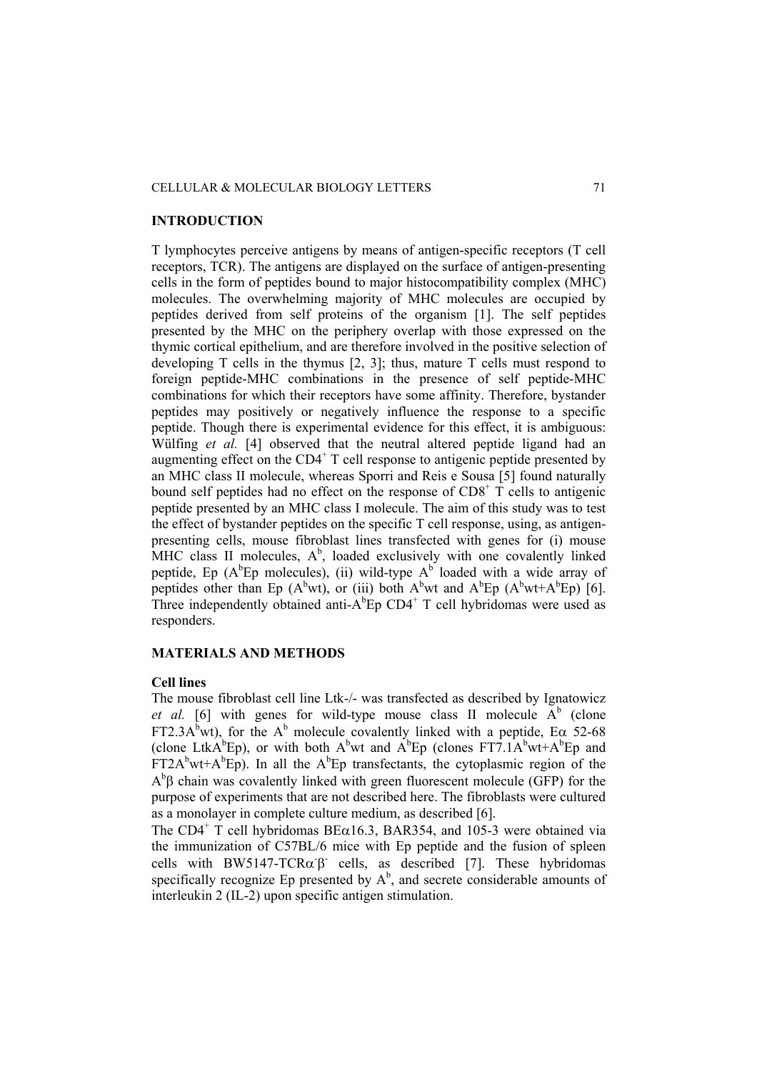## INTRODUCTION

T lymphocytes perceive antigens by means of antigen-specific receptors (T cell receptors, TCR). The antigens are displayed on the surface of antigen-presenting cells in the form of peptides bound to major histocompatibility complex (MHC) molecules. The overwhelming majority of MHC molecules are occupied by peptides derived from self proteins of the organism [1]. The self peptides presented by the MHC on the periphery overlap with those expressed on the thymic cortical epithelium, and are therefore involved in the positive selection of developing T cells in the thymus [2, 3]; thus, mature T cells must respond to foreign peptide-MHC combinations in the presence of self peptide-MHC combinations for which their receptors have some affinity. Therefore, bystander peptides may positively or negatively influence the response to a specific peptide. Though there is experimental evidence for this effect, it is ambiguous: Wülfing *et al.* [4] observed that the neutral altered peptide ligand had an augmenting effect on the $CD4^+$ T cell response to antigenic peptide presented by an MHC class II molecule, whereas Sporri and Reis e Sousa [5] found naturally bound self peptides had no effect on the response of $CD8^+$ T cells to antigenic peptide presented by an MHC class I molecule. The aim of this study was to test the effect of bystander peptides on the specific T cell response, using, as antigen-presenting cells, mouse fibroblast lines transfected with genes for (i) mouse MHC class II molecules, $A^b$, loaded exclusively with one covalently linked peptide, Ep ($A^b$Ep molecules), (ii) wild-type $A^b$ loaded with a wide array of peptides other than Ep ($A^b$wt), or (iii) both $A^b$wt and $A^b$Ep ($A^b$wt+$A^b$Ep) [6]. Three independently obtained anti-$A^b$Ep $CD4^+$ T cell hybridomas were used as responders.

## MATERIALS AND METHODS

### Cell lines

The mouse fibroblast cell line Ltk-/- was transfected as described by Ignatowicz *et al.* [6] with genes for wild-type mouse class II molecule $A^b$ (clone FT2.3$A^b$wt), for the $A^b$ molecule covalently linked with a peptide, Eα 52-68 (clone Ltk$A^b$Ep), or with both $A^b$wt and $A^b$Ep (clones FT7.1$A^b$wt+$A^b$Ep and FT2$A^b$wt+$A^b$Ep). In all the $A^b$Ep transfectants, the cytoplasmic region of the $A^b\beta$ chain was covalently linked with green fluorescent molecule (GFP) for the purpose of experiments that are not described here. The fibroblasts were cultured as a monolayer in complete culture medium, as described [6].

The $CD4^+$ T cell hybridomas BEα16.3, BAR354, and 105-3 were obtained via the immunization of C57BL/6 mice with Ep peptide and the fusion of spleen cells with BW5147-TCR$\alpha^-\beta^-$ cells, as described [7]. These hybridomas specifically recognize Ep presented by $A^b$, and secrete considerable amounts of interleukin 2 (IL-2) upon specific antigen stimulation.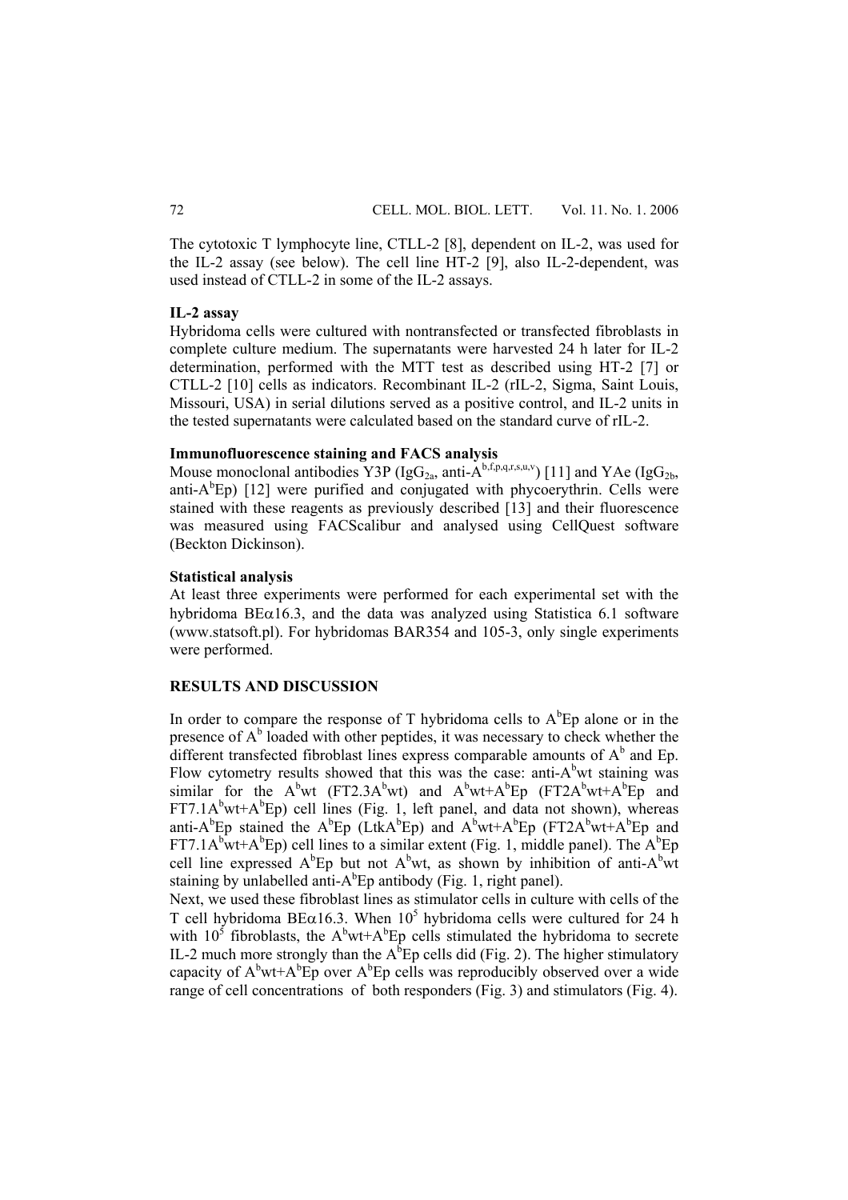The cytotoxic T lymphocyte line, CTLL-2 [8], dependent on IL-2, was used for the IL-2 assay (see below). The cell line HT-2 [9], also IL-2-dependent, was used instead of CTLL-2 in some of the IL-2 assays.

### IL-2 assay

Hybridoma cells were cultured with nontransfected or transfected fibroblasts in complete culture medium. The supernatants were harvested 24 h later for IL-2 determination, performed with the MTT test as described using HT-2 [7] or CTLL-2 [10] cells as indicators. Recombinant IL-2 (rIL-2, Sigma, Saint Louis, Missouri, USA) in serial dilutions served as a positive control, and IL-2 units in the tested supernatants were calculated based on the standard curve of rIL-2.

### Immunofluorescence staining and FACS analysis

Mouse monoclonal antibodies Y3P ($IgG_{2a}$, anti-$A^{b,f,p,q,r,s,u,v}$) [11] and YAe ($IgG_{2b}$, anti-$A^{b}$Ep) [12] were purified and conjugated with phycoerythrin. Cells were stained with these reagents as previously described [13] and their fluorescence was measured using FACScalibur and analysed using CellQuest software (Beckton Dickinson).

### Statistical analysis

At least three experiments were performed for each experimental set with the hybridoma BE$\alpha$16.3, and the data was analyzed using Statistica 6.1 software (www.statsoft.pl). For hybridomas BAR354 and 105-3, only single experiments were performed.

## RESULTS AND DISCUSSION

In order to compare the response of T hybridoma cells to $A^{b}$Ep alone or in the presence of $A^{b}$ loaded with other peptides, it was necessary to check whether the different transfected fibroblast lines express comparable amounts of $A^{b}$ and Ep. Flow cytometry results showed that this was the case: anti-$A^{b}$wt staining was similar for the $A^{b}$wt (FT2.3$A^{b}$wt) and $A^{b}$wt+$A^{b}$Ep (FT2$A^{b}$wt+$A^{b}$Ep and FT7.1$A^{b}$wt+$A^{b}$Ep) cell lines (Fig. 1, left panel, and data not shown), whereas anti-$A^{b}$Ep stained the $A^{b}$Ep (Ltk$A^{b}$Ep) and $A^{b}$wt+$A^{b}$Ep (FT2$A^{b}$wt+$A^{b}$Ep and FT7.1$A^{b}$wt+$A^{b}$Ep) cell lines to a similar extent (Fig. 1, middle panel). The $A^{b}$Ep cell line expressed $A^{b}$Ep but not $A^{b}$wt, as shown by inhibition of anti-$A^{b}$wt staining by unlabelled anti-$A^{b}$Ep antibody (Fig. 1, right panel).

Next, we used these fibroblast lines as stimulator cells in culture with cells of the T cell hybridoma BE$\alpha$16.3. When $10^{5}$ hybridoma cells were cultured for 24 h with $10^{5}$ fibroblasts, the $A^{b}$wt+$A^{b}$Ep cells stimulated the hybridoma to secrete IL-2 much more strongly than the $A^{b}$Ep cells did (Fig. 2). The higher stimulatory capacity of $A^{b}$wt+$A^{b}$Ep over $A^{b}$Ep cells was reproducibly observed over a wide range of cell concentrations of both responders (Fig. 3) and stimulators (Fig. 4).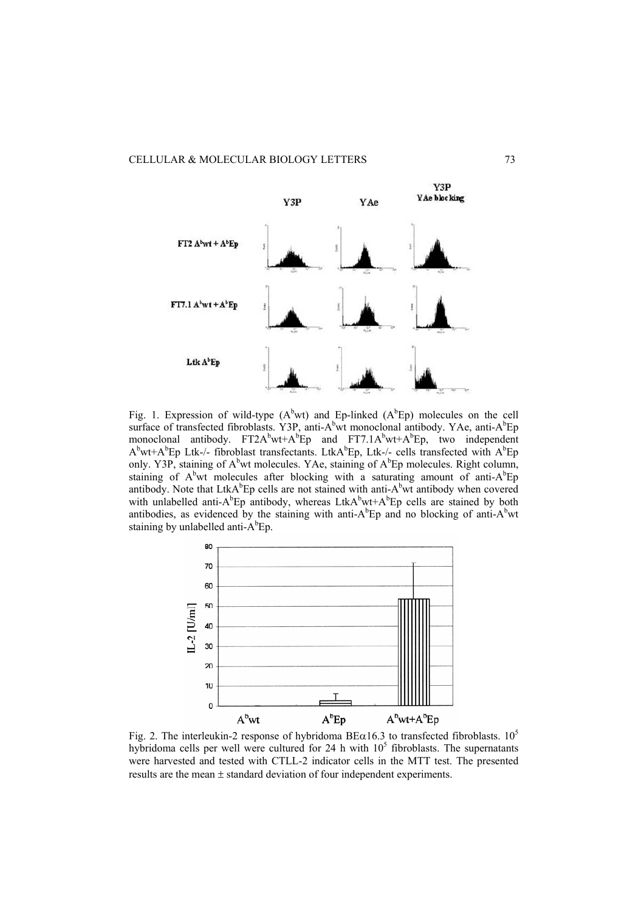Fig. 1. Expression of wild-type ($A^b$wt) and Ep-linked ($A^b$Ep) molecules on the cell surface of transfected fibroblasts. Y3P, anti-$A^b$wt monoclonal antibody. YAe, anti-$A^b$Ep monoclonal antibody. FT2$A^b$wt+$A^b$Ep and FT7.1$A^b$wt+$A^b$Ep, two independent $A^b$wt+$A^b$Ep Ltk-/- fibroblast transfectants. Ltk$A^b$Ep, Ltk-/- cells transfected with $A^b$Ep only. Y3P, staining of $A^b$wt molecules. YAe, staining of $A^b$Ep molecules. Right column, staining of $A^b$wt molecules after blocking with a saturating amount of anti-$A^b$Ep antibody. Note that Ltk$A^b$Ep cells are not stained with anti-$A^b$wt antibody when covered with unlabelled anti-$A^b$Ep antibody, whereas Ltk$A^b$wt+$A^b$Ep cells are stained by both antibodies, as evidenced by the staining with anti-$A^b$Ep and no blocking of anti-$A^b$wt staining by unlabelled anti-$A^b$Ep.

Fig. 2. The interleukin-2 response of hybridoma BE$\alpha$16.3 to transfected fibroblasts. $10^5$ hybridoma cells per well were cultured for 24 h with $10^5$ fibroblasts. The supernatants were harvested and tested with CTLL-2 indicator cells in the MTT test. The presented results are the mean ± standard deviation of four independent experiments.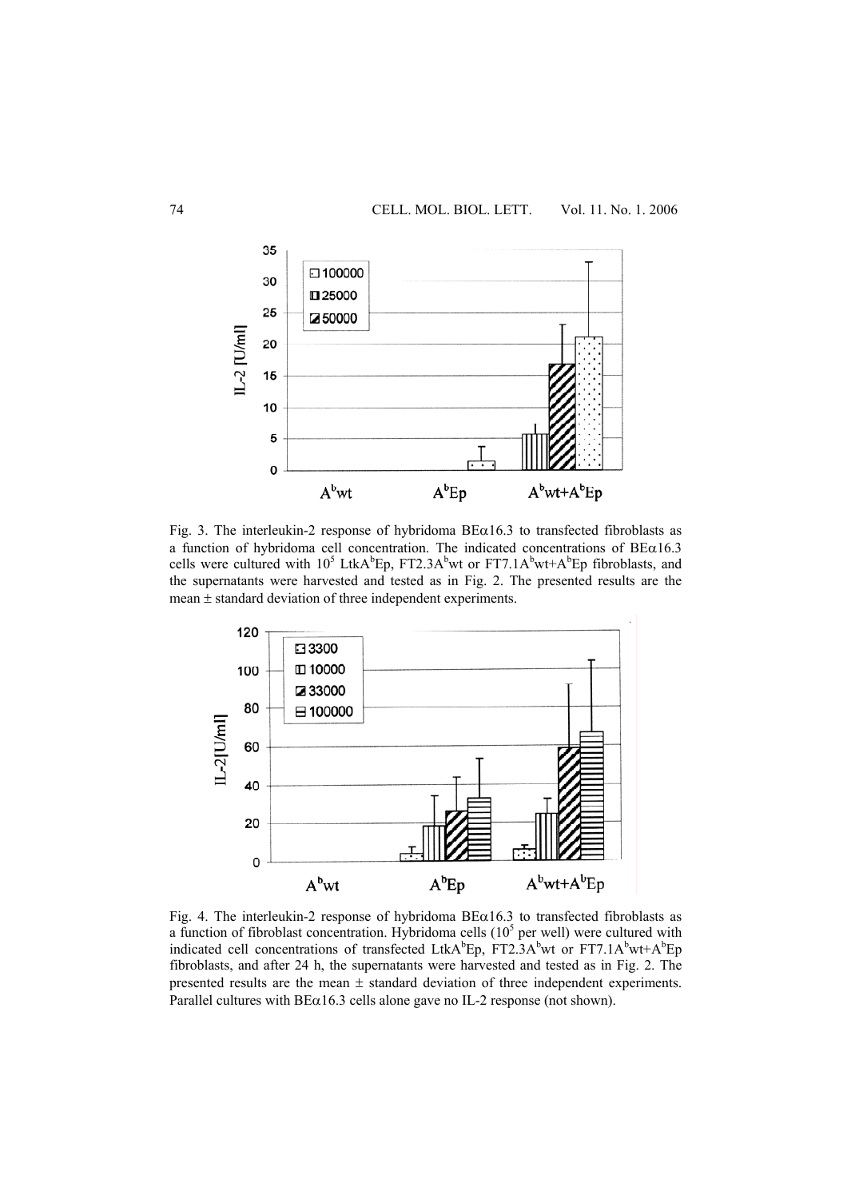Fig. 3. The interleukin-2 response of hybridoma BE$\alpha$16.3 to transfected fibroblasts as a function of hybridoma cell concentration. The indicated concentrations of BE$\alpha$16.3 cells were cultured with $10^5$ LtkA$^b$Ep, FT2.3A$^b$wt or FT7.1A$^b$wt+A$^b$Ep fibroblasts, and the supernatants were harvested and tested as in Fig. 2. The presented results are the mean ± standard deviation of three independent experiments.

Fig. 4. The interleukin-2 response of hybridoma BE$\alpha$16.3 to transfected fibroblasts as a function of fibroblast concentration. Hybridoma cells ($10^5$ per well) were cultured with indicated cell concentrations of transfected LtkA$^b$Ep, FT2.3A$^b$wt or FT7.1A$^b$wt+A$^b$Ep fibroblasts, and after 24 h, the supernatants were harvested and tested as in Fig. 2. The presented results are the mean ± standard deviation of three independent experiments. Parallel cultures with BE$\alpha$16.3 cells alone gave no IL-2 response (not shown).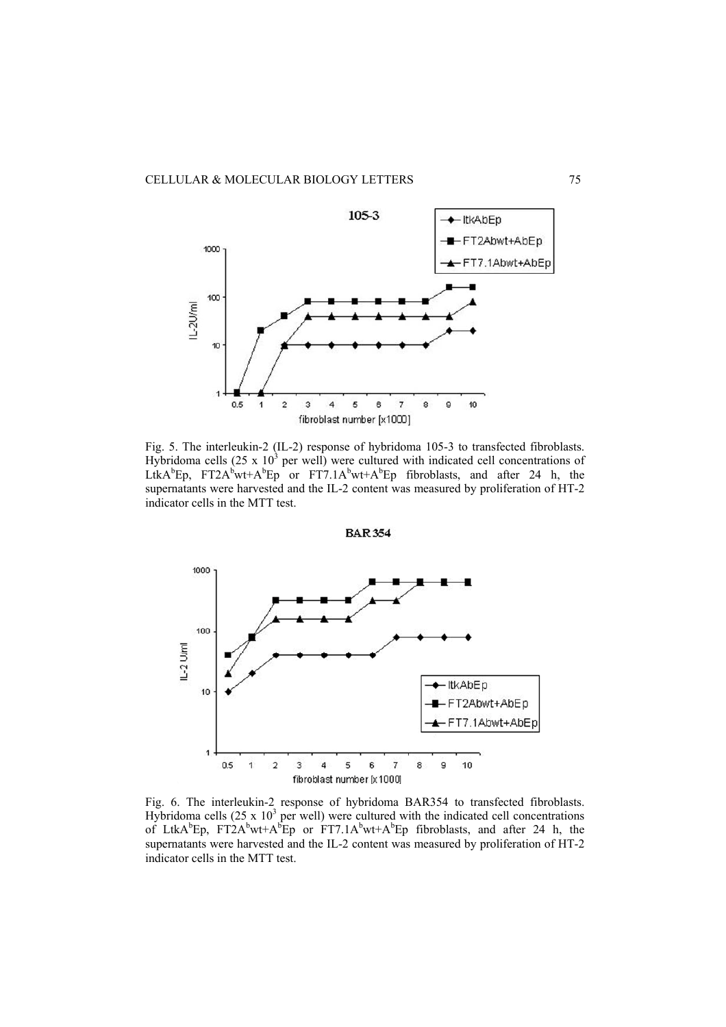Fig. 5. The interleukin-2 (IL-2) response of hybridoma 105-3 to transfected fibroblasts. Hybridoma cells (25 x $10^3$ per well) were cultured with indicated cell concentrations of LtkA$^b$Ep, FT2A$^b$wt+A$^b$Ep or FT7.1A$^b$wt+A$^b$Ep fibroblasts, and after 24 h, the supernatants were harvested and the IL-2 content was measured by proliferation of HT-2 indicator cells in the MTT test.

Fig. 6. The interleukin-2 response of hybridoma BAR354 to transfected fibroblasts. Hybridoma cells (25 x $10^3$ per well) were cultured with the indicated cell concentrations of LtkA$^b$Ep, FT2A$^b$wt+A$^b$Ep or FT7.1A$^b$wt+A$^b$Ep fibroblasts, and after 24 h, the supernatants were harvested and the IL-2 content was measured by proliferation of HT-2 indicator cells in the MTT test.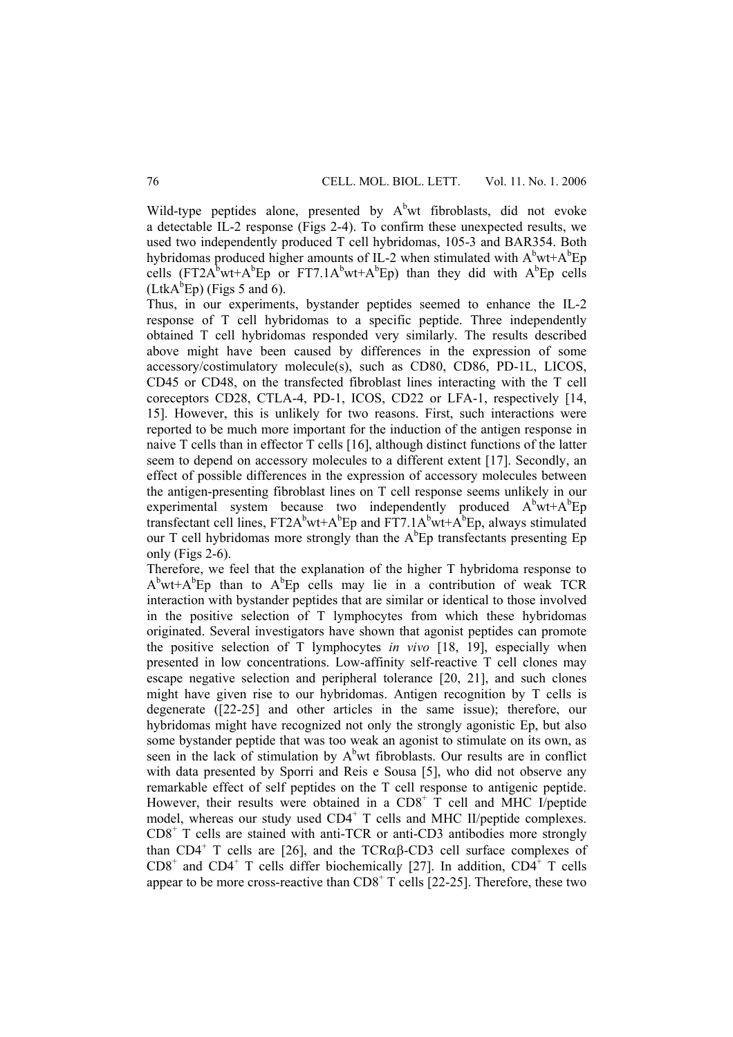Wild-type peptides alone, presented by $A^b$wt fibroblasts, did not evoke a detectable IL-2 response (Figs 2-4). To confirm these unexpected results, we used two independently produced T cell hybridomas, 105-3 and BAR354. Both hybridomas produced higher amounts of IL-2 when stimulated with $A^b$wt+$A^b$Ep cells (FT2$A^b$wt+$A^b$Ep or FT7.1$A^b$wt+$A^b$Ep) than they did with $A^b$Ep cells (Ltk$A^b$Ep) (Figs 5 and 6).

Thus, in our experiments, bystander peptides seemed to enhance the IL-2 response of T cell hybridomas to a specific peptide. Three independently obtained T cell hybridomas responded very similarly. The results described above might have been caused by differences in the expression of some accessory/costimulatory molecule(s), such as CD80, CD86, PD-1L, LICOS, CD45 or CD48, on the transfected fibroblast lines interacting with the T cell coreceptors CD28, CTLA-4, PD-1, ICOS, CD22 or LFA-1, respectively [14, 15]. However, this is unlikely for two reasons. First, such interactions were reported to be much more important for the induction of the antigen response in naive T cells than in effector T cells [16], although distinct functions of the latter seem to depend on accessory molecules to a different extent [17]. Secondly, an effect of possible differences in the expression of accessory molecules between the antigen-presenting fibroblast lines on T cell response seems unlikely in our experimental system because two independently produced $A^b$wt+$A^b$Ep transfectant cell lines, FT2$A^b$wt+$A^b$Ep and FT7.1$A^b$wt+$A^b$Ep, always stimulated our T cell hybridomas more strongly than the $A^b$Ep transfectants presenting Ep only (Figs 2-6).

Therefore, we feel that the explanation of the higher T hybridoma response to $A^b$wt+$A^b$Ep than to $A^b$Ep cells may lie in a contribution of weak TCR interaction with bystander peptides that are similar or identical to those involved in the positive selection of T lymphocytes from which these hybridomas originated. Several investigators have shown that agonist peptides can promote the positive selection of T lymphocytes *in vivo* [18, 19], especially when presented in low concentrations. Low-affinity self-reactive T cell clones may escape negative selection and peripheral tolerance [20, 21], and such clones might have given rise to our hybridomas. Antigen recognition by T cells is degenerate ([22-25] and other articles in the same issue); therefore, our hybridomas might have recognized not only the strongly agonistic Ep, but also some bystander peptide that was too weak an agonist to stimulate on its own, as seen in the lack of stimulation by $A^b$wt fibroblasts. Our results are in conflict with data presented by Sporri and Reis e Sousa [5], who did not observe any remarkable effect of self peptides on the T cell response to antigenic peptide. However, their results were obtained in a $CD8^+$ T cell and MHC I/peptide model, whereas our study used $CD4^+$ T cells and MHC II/peptide complexes. $CD8^+$ T cells are stained with anti-TCR or anti-CD3 antibodies more strongly than $CD4^+$ T cells are [26], and the TCR$\alpha\beta$-CD3 cell surface complexes of $CD8^+$ and $CD4^+$ T cells differ biochemically [27]. In addition, $CD4^+$ T cells appear to be more cross-reactive than $CD8^+$ T cells [22-25]. Therefore, these two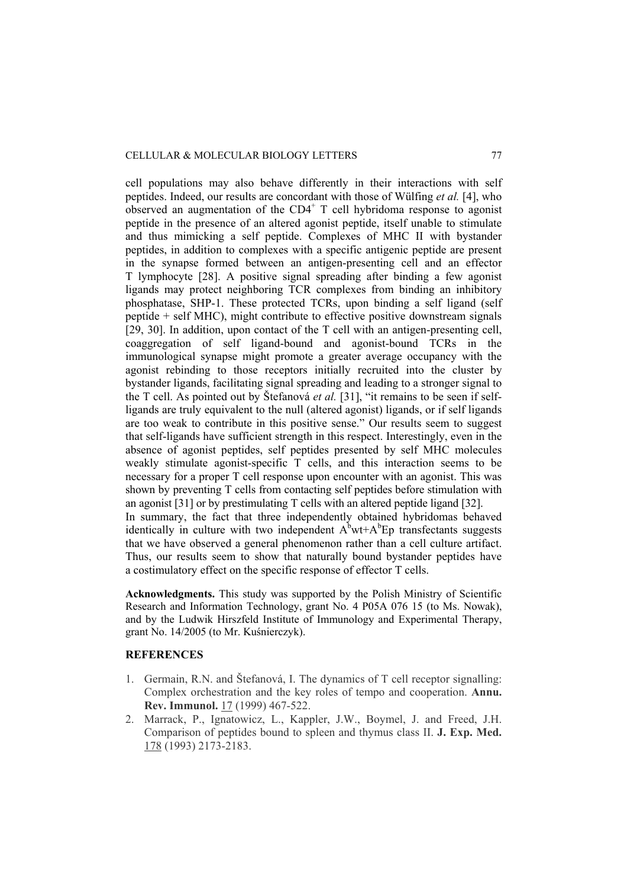cell populations may also behave differently in their interactions with self peptides. Indeed, our results are concordant with those of Wülfing *et al.* [4], who observed an augmentation of the $CD4^+$ T cell hybridoma response to agonist peptide in the presence of an altered agonist peptide, itself unable to stimulate and thus mimicking a self peptide. Complexes of MHC II with bystander peptides, in addition to complexes with a specific antigenic peptide are present in the synapse formed between an antigen-presenting cell and an effector T lymphocyte [28]. A positive signal spreading after binding a few agonist ligands may protect neighboring TCR complexes from binding an inhibitory phosphatase, SHP-1. These protected TCRs, upon binding a self ligand (self peptide + self MHC), might contribute to effective positive downstream signals [29, 30]. In addition, upon contact of the T cell with an antigen-presenting cell, coaggregation of self ligand-bound and agonist-bound TCRs in the immunological synapse might promote a greater average occupancy with the agonist rebinding to those receptors initially recruited into the cluster by bystander ligands, facilitating signal spreading and leading to a stronger signal to the T cell. As pointed out by Štefanová *et al.* [31], "it remains to be seen if self-ligands are truly equivalent to the null (altered agonist) ligands, or if self ligands are too weak to contribute in this positive sense." Our results seem to suggest that self-ligands have sufficient strength in this respect. Interestingly, even in the absence of agonist peptides, self peptides presented by self MHC molecules weakly stimulate agonist-specific T cells, and this interaction seems to be necessary for a proper T cell response upon encounter with an agonist. This was shown by preventing T cells from contacting self peptides before stimulation with an agonist [31] or by prestimulating T cells with an altered peptide ligand [32].

In summary, the fact that three independently obtained hybridomas behaved identically in culture with two independent $A^b$wt+$A^b$Ep transfectants suggests that we have observed a general phenomenon rather than a cell culture artifact. Thus, our results seem to show that naturally bound bystander peptides have a costimulatory effect on the specific response of effector T cells.

**Acknowledgments.** This study was supported by the Polish Ministry of Scientific Research and Information Technology, grant No. 4 P05A 076 15 (to Ms. Nowak), and by the Ludwik Hirszfeld Institute of Immunology and Experimental Therapy, grant No. 14/2005 (to Mr. Kuśnierczyk).

## REFERENCES

1. Germain, R.N. and Štefanová, I. The dynamics of T cell receptor signalling: Complex orchestration and the key roles of tempo and cooperation. **Annu. Rev. Immunol.** 17 (1999) 467-522.
2. Marrack, P., Ignatowicz, L., Kappler, J.W., Boymel, J. and Freed, J.H. Comparison of peptides bound to spleen and thymus class II. **J. Exp. Med.** 178 (1993) 2173-2183.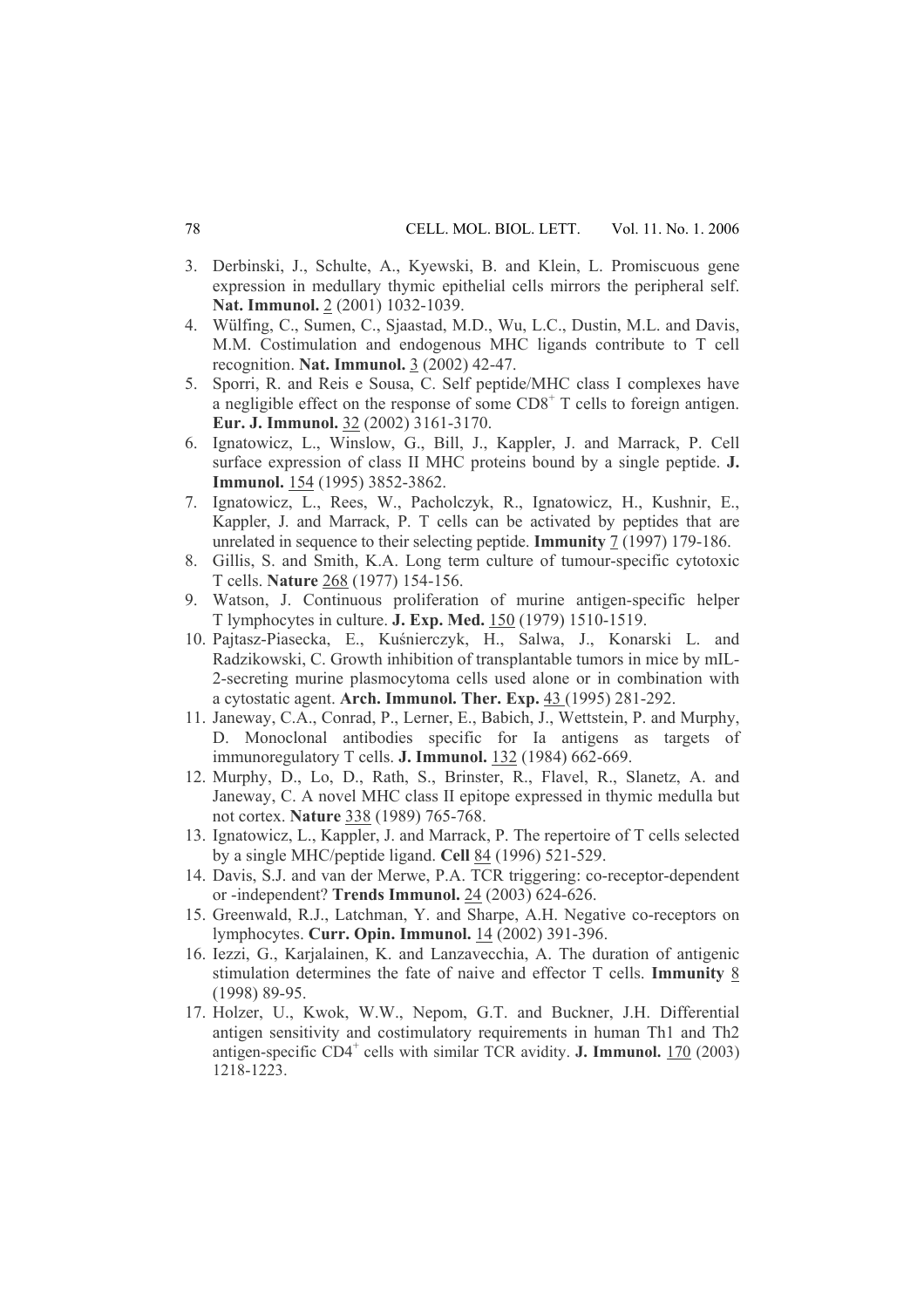3. Derbinski, J., Schulte, A., Kyewski, B. and Klein, L. Promiscuous gene expression in medullary thymic epithelial cells mirrors the peripheral self. **Nat. Immunol.** 2 (2001) 1032-1039.
4. Wülfing, C., Sumen, C., Sjaastad, M.D., Wu, L.C., Dustin, M.L. and Davis, M.M. Costimulation and endogenous MHC ligands contribute to T cell recognition. **Nat. Immunol.** 3 (2002) 42-47.
5. Sporri, R. and Reis e Sousa, C. Self peptide/MHC class I complexes have a negligible effect on the response of some $CD8^+$ T cells to foreign antigen. **Eur. J. Immunol.** 32 (2002) 3161-3170.
6. Ignatowicz, L., Winslow, G., Bill, J., Kappler, J. and Marrack, P. Cell surface expression of class II MHC proteins bound by a single peptide. **J. Immunol.** 154 (1995) 3852-3862.
7. Ignatowicz, L., Rees, W., Pacholczyk, R., Ignatowicz, H., Kushnir, E., Kappler, J. and Marrack, P. T cells can be activated by peptides that are unrelated in sequence to their selecting peptide. **Immunity** 7 (1997) 179-186.
8. Gillis, S. and Smith, K.A. Long term culture of tumour-specific cytotoxic T cells. **Nature** 268 (1977) 154-156.
9. Watson, J. Continuous proliferation of murine antigen-specific helper T lymphocytes in culture. **J. Exp. Med.** 150 (1979) 1510-1519.
10. Pajtasz-Piasecka, E., Kuśnierczyk, H., Salwa, J., Konarski L. and Radzikowski, C. Growth inhibition of transplantable tumors in mice by mIL-2-secreting murine plasmocytoma cells used alone or in combination with a cytostatic agent. **Arch. Immunol. Ther. Exp.** 43 (1995) 281-292.
11. Janeway, C.A., Conrad, P., Lerner, E., Babich, J., Wettstein, P. and Murphy, D. Monoclonal antibodies specific for Ia antigens as targets of immunoregulatory T cells. **J. Immunol.** 132 (1984) 662-669.
12. Murphy, D., Lo, D., Rath, S., Brinster, R., Flavel, R., Slanetz, A. and Janeway, C. A novel MHC class II epitope expressed in thymic medulla but not cortex. **Nature** 338 (1989) 765-768.
13. Ignatowicz, L., Kappler, J. and Marrack, P. The repertoire of T cells selected by a single MHC/peptide ligand. **Cell** 84 (1996) 521-529.
14. Davis, S.J. and van der Merwe, P.A. TCR triggering: co-receptor-dependent or -independent? **Trends Immunol.** 24 (2003) 624-626.
15. Greenwald, R.J., Latchman, Y. and Sharpe, A.H. Negative co-receptors on lymphocytes. **Curr. Opin. Immunol.** 14 (2002) 391-396.
16. Iezzi, G., Karjalainen, K. and Lanzavecchia, A. The duration of antigenic stimulation determines the fate of naive and effector T cells. **Immunity** 8 (1998) 89-95.
17. Holzer, U., Kwok, W.W., Nepom, G.T. and Buckner, J.H. Differential antigen sensitivity and costimulatory requirements in human Th1 and Th2 antigen-specific $CD4^+$ cells with similar TCR avidity. **J. Immunol.** 170 (2003) 1218-1223.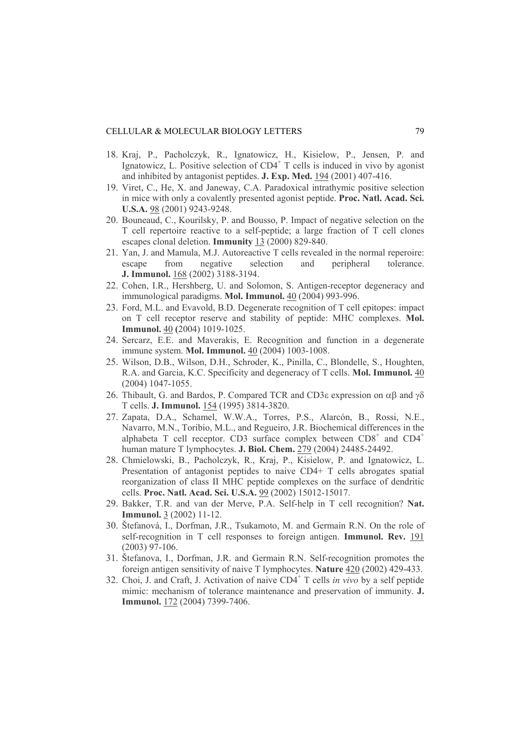18. Kraj, P., Pacholczyk, R., Ignatowicz, H., Kisielow, P., Jensen, P. and Ignatowicz, L. Positive selection of $CD4^+$ T cells is induced in vivo by agonist and inhibited by antagonist peptides. **J. Exp. Med.** 194 (2001) 407-416.
19. Viret, C., He, X. and Janeway, C.A. Paradoxical intrathymic positive selection in mice with only a covalently presented agonist peptide. **Proc. Natl. Acad. Sci. U.S.A.** 98 (2001) 9243-9248.
20. Bouneaud, C., Kourilsky, P. and Bousso, P. Impact of negative selection on the T cell repertoire reactive to a self-peptide; a large fraction of T cell clones escapes clonal deletion. **Immunity** 13 (2000) 829-840.
21. Yan, J. and Mamula, M.J. Autoreactive T cells revealed in the normal reperoire: escape from negative selection and peripheral tolerance. **J. Immunol.** 168 (2002) 3188-3194.
22. Cohen, I.R., Hershberg, U. and Solomon, S. Antigen-receptor degeneracy and immunological paradigms. **Mol. Immunol.** 40 (2004) 993-996.
23. Ford, M.L. and Evavold, B.D. Degenerate recognition of T cell epitopes: impact on T cell receptor reserve and stability of peptide: MHC complexes. **Mol. Immunol.** 40 **(**2004) 1019-1025.
24. Sercarz, E.E. and Maverakis, E. Recognition and function in a degenerate immune system. **Mol. Immunol.** 40 (2004) 1003-1008.
25. Wilson, D.B., Wilson, D.H., Schroder, K., Pinilla, C., Blondelle, S., Houghten, R.A. and Garcia, K.C. Specificity and degeneracy of T cells. **Mol. Immunol.** 40 (2004) 1047-1055.
26. Thibault, G. and Bardos, P. Compared TCR and CD3ε expression on αβ and γδ T cells. **J. Immunol.** 154 (1995) 3814-3820.
27. Zapata, D.A., Schamel, W.W.A., Torres, P.S., Alarcón, B., Rossi, N.E., Navarro, M.N., Toribio, M.L., and Regueiro, J.R. Biochemical differences in the alphabeta T cell receptor. CD3 surface complex between $CD8^+$ and $CD4^+$ human mature T lymphocytes. **J. Biol. Chem.** 279 (2004) 24485-24492.
28. Chmielowski, B., Pacholczyk, R., Kraj, P., Kisielow, P. and Ignatowicz, L. Presentation of antagonist peptides to naive CD4+ T cells abrogates spatial reorganization of class II MHC peptide complexes on the surface of dendritic cells. **Proc. Natl. Acad. Sci. U.S.A.** 99 (2002) 15012-15017.
29. Bakker, T.R. and van der Merve, P.A. Self-help in T cell recognition? **Nat. Immunol.** 3 (2002) 11-12.
30. Štefanová, I., Dorfman, J.R., Tsukamoto, M. and Germain R.N. On the role of self-recognition in T cell responses to foreign antigen. **Immunol. Rev.** 191 (2003) 97-106.
31. Štefanova, I., Dorfman, J.R. and Germain R.N. Self-recognition promotes the foreign antigen sensitivity of naive T lymphocytes. **Nature** 420 (2002) 429-433.
32. Choi, J. and Craft, J. Activation of naive $CD4^+$ T cells *in vivo* by a self peptide mimic: mechanism of tolerance maintenance and preservation of immunity. **J. Immunol.** 172 (2004) 7399-7406.